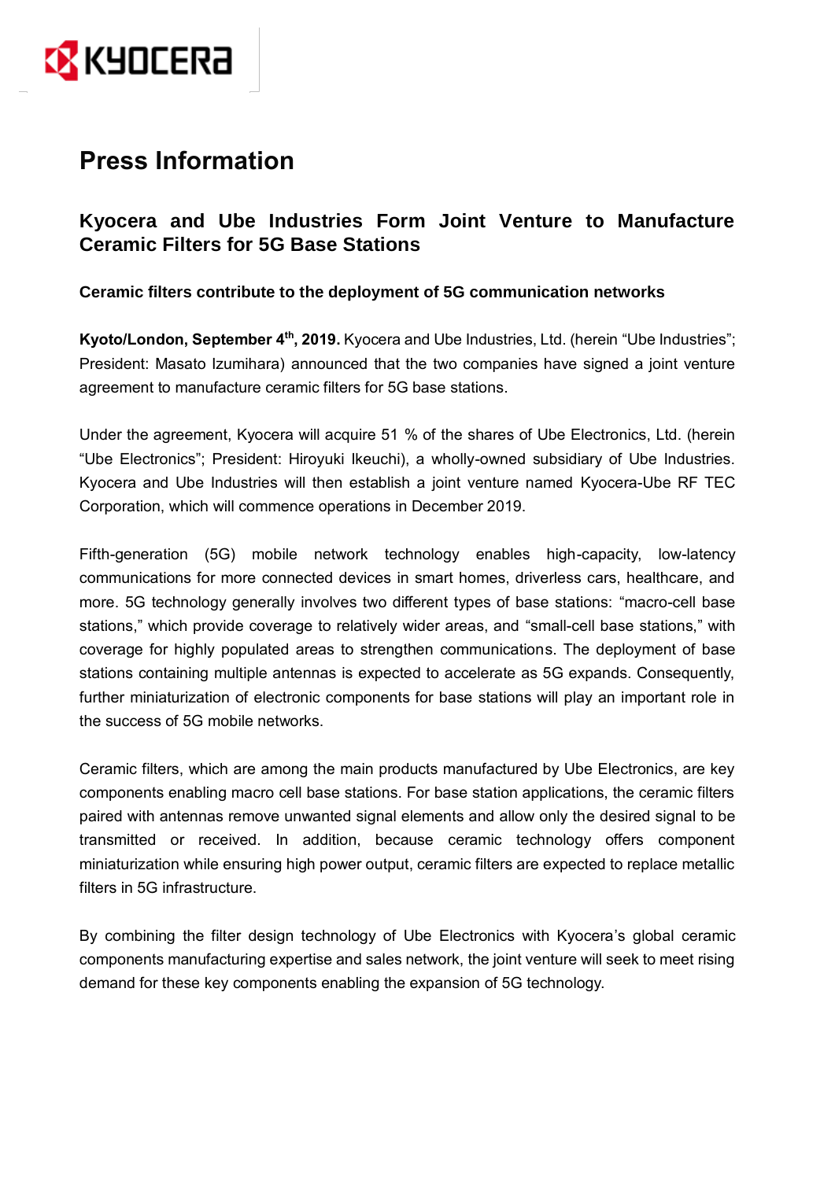# Press Information

## Kyocera and Ube Industries Form Joint Venture to Manufacture Ceramic Filters for 5G Base Stations

### Ceramic filters contribute to the deployment of 5G communication networks

**Kyoto/London, September 4th, 2019.** Kyocera and Ube Industries, Ltd. (herein "Ube Industries"; President: Masato Izumihara) announced that the two companies have signed a joint venture agreement to manufacture ceramic filters for 5G base stations.

Under the agreement, Kyocera will acquire 51 % of the shares of Ube Electronics, Ltd. (herein "Ube Electronics"; President: Hiroyuki Ikeuchi), a wholly-owned subsidiary of Ube Industries. Kyocera and Ube Industries will then establish a joint venture named Kyocera-Ube RF TEC Corporation, which will commence operations in December 2019.

Fifth-generation (5G) mobile network technology enables high-capacity, low-latency communications for more connected devices in smart homes, driverless cars, healthcare, and more. 5G technology generally involves two different types of base stations: "macro-cell base stations," which provide coverage to relatively wider areas, and "small-cell base stations," with coverage for highly populated areas to strengthen communications. The deployment of base stations containing multiple antennas is expected to accelerate as 5G expands. Consequently, further miniaturization of electronic components for base stations will play an important role in the success of 5G mobile networks.

Ceramic filters, which are among the main products manufactured by Ube Electronics, are key components enabling macro cell base stations. For base station applications, the ceramic filters paired with antennas remove unwanted signal elements and allow only the desired signal to be transmitted or received. In addition, because ceramic technology offers component miniaturization while ensuring high power output, ceramic filters are expected to replace metallic filters in 5G infrastructure.

By combining the filter design technology of Ube Electronics with Kyocera's global ceramic components manufacturing expertise and sales network, the joint venture will seek to meet rising demand for these key components enabling the expansion of 5G technology.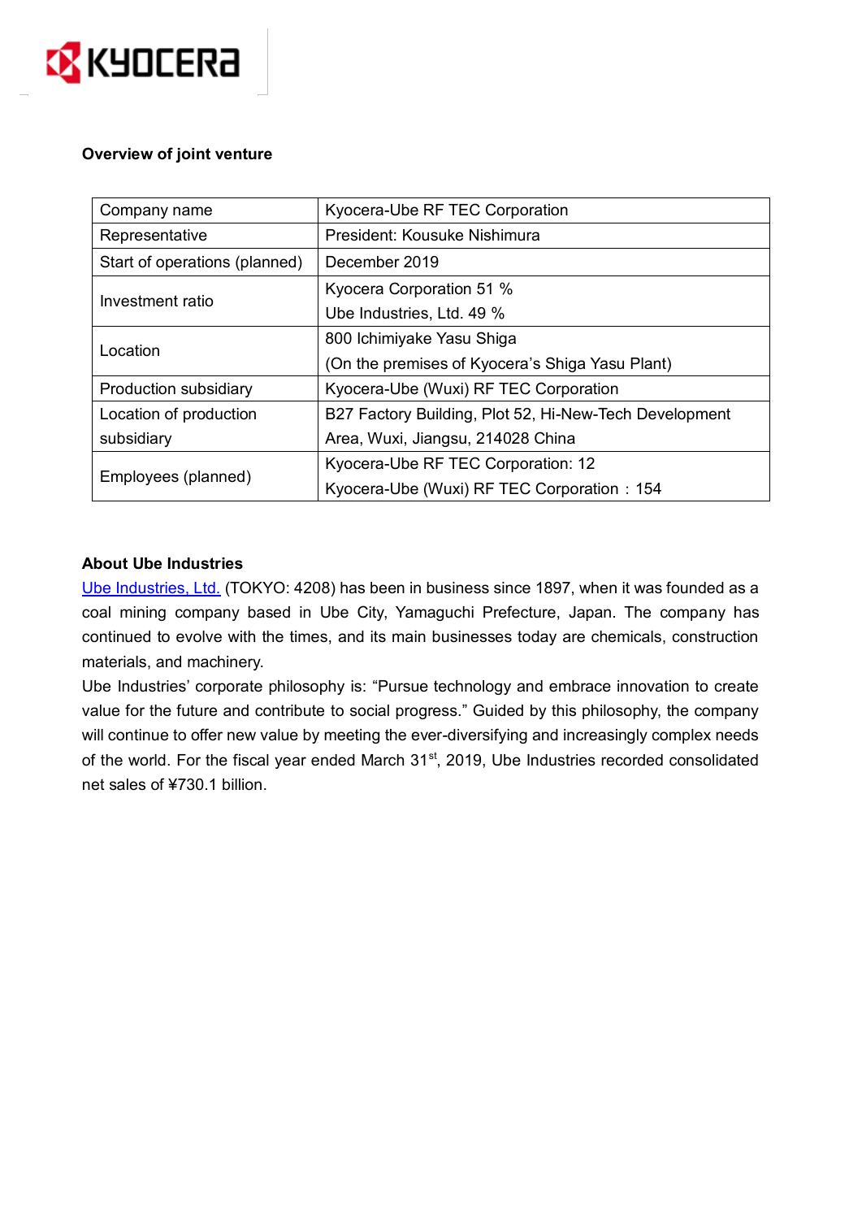**Overview of joint venture**

| Company name | Kyocera-Ube RF TEC Corporation |
|---|---|
| Representative | President: Kousuke Nishimura |
| Start of operations (planned) | December 2019 |
| Investment ratio | Kyocera Corporation 51 %<br>Ube Industries, Ltd. 49 % |
| Location | 800 Ichimiyake Yasu Shiga<br>(On the premises of Kyocera's Shiga Yasu Plant) |
| Production subsidiary | Kyocera-Ube (Wuxi) RF TEC Corporation |
| Location of production subsidiary | B27 Factory Building, Plot 52, Hi-New-Tech Development Area, Wuxi, Jiangsu, 214028 China |
| Employees (planned) | Kyocera-Ube RF TEC Corporation: 12<br>Kyocera-Ube (Wuxi) RF TEC Corporation：154 |

**About Ube Industries**

Ube Industries, Ltd. (TOKYO: 4208) has been in business since 1897, when it was founded as a coal mining company based in Ube City, Yamaguchi Prefecture, Japan. The company has continued to evolve with the times, and its main businesses today are chemicals, construction materials, and machinery.

Ube Industries' corporate philosophy is: "Pursue technology and embrace innovation to create value for the future and contribute to social progress." Guided by this philosophy, the company will continue to offer new value by meeting the ever-diversifying and increasingly complex needs of the world. For the fiscal year ended March 31st, 2019, Ube Industries recorded consolidated net sales of ¥730.1 billion.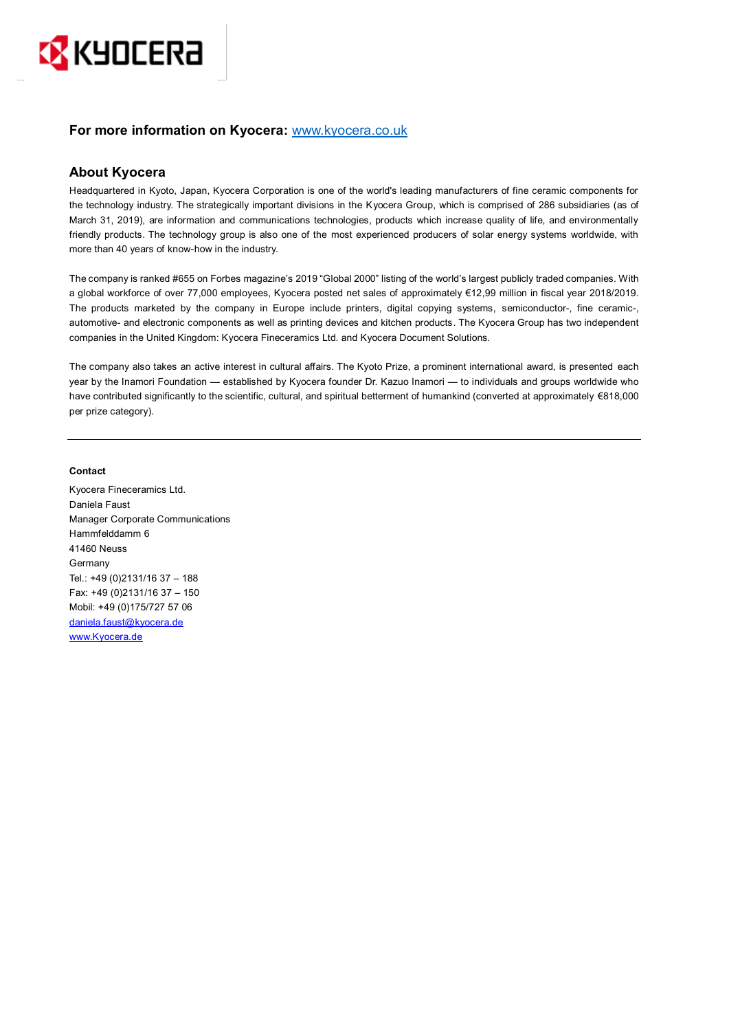**For more information on Kyocera:** [www.kyocera.co.uk](http://www.kyocera.co.uk)

## About Kyocera

Headquartered in Kyoto, Japan, Kyocera Corporation is one of the world's leading manufacturers of fine ceramic components for the technology industry. The strategically important divisions in the Kyocera Group, which is comprised of 286 subsidiaries (as of March 31, 2019), are information and communications technologies, products which increase quality of life, and environmentally friendly products. The technology group is also one of the most experienced producers of solar energy systems worldwide, with more than 40 years of know-how in the industry.

The company is ranked #655 on Forbes magazine's 2019 "Global 2000" listing of the world's largest publicly traded companies. With a global workforce of over 77,000 employees, Kyocera posted net sales of approximately €12,99 million in fiscal year 2018/2019. The products marketed by the company in Europe include printers, digital copying systems, semiconductor-, fine ceramic-, automotive- and electronic components as well as printing devices and kitchen products. The Kyocera Group has two independent companies in the United Kingdom: Kyocera Fineceramics Ltd. and Kyocera Document Solutions.

The company also takes an active interest in cultural affairs. The Kyoto Prize, a prominent international award, is presented each year by the Inamori Foundation — established by Kyocera founder Dr. Kazuo Inamori — to individuals and groups worldwide who have contributed significantly to the scientific, cultural, and spiritual betterment of humankind (converted at approximately €818,000 per prize category).

---

**Contact**

Kyocera Fineceramics Ltd.
Daniela Faust
Manager Corporate Communications
Hammfelddamm 6
41460 Neuss
Germany
Tel.: +49 (0)2131/16 37 – 188
Fax: +49 (0)2131/16 37 – 150
Mobil: +49 (0)175/727 57 06
[daniela.faust@kyocera.de](mailto:daniela.faust@kyocera.de)
[www.Kyocera.de](http://www.Kyocera.de)